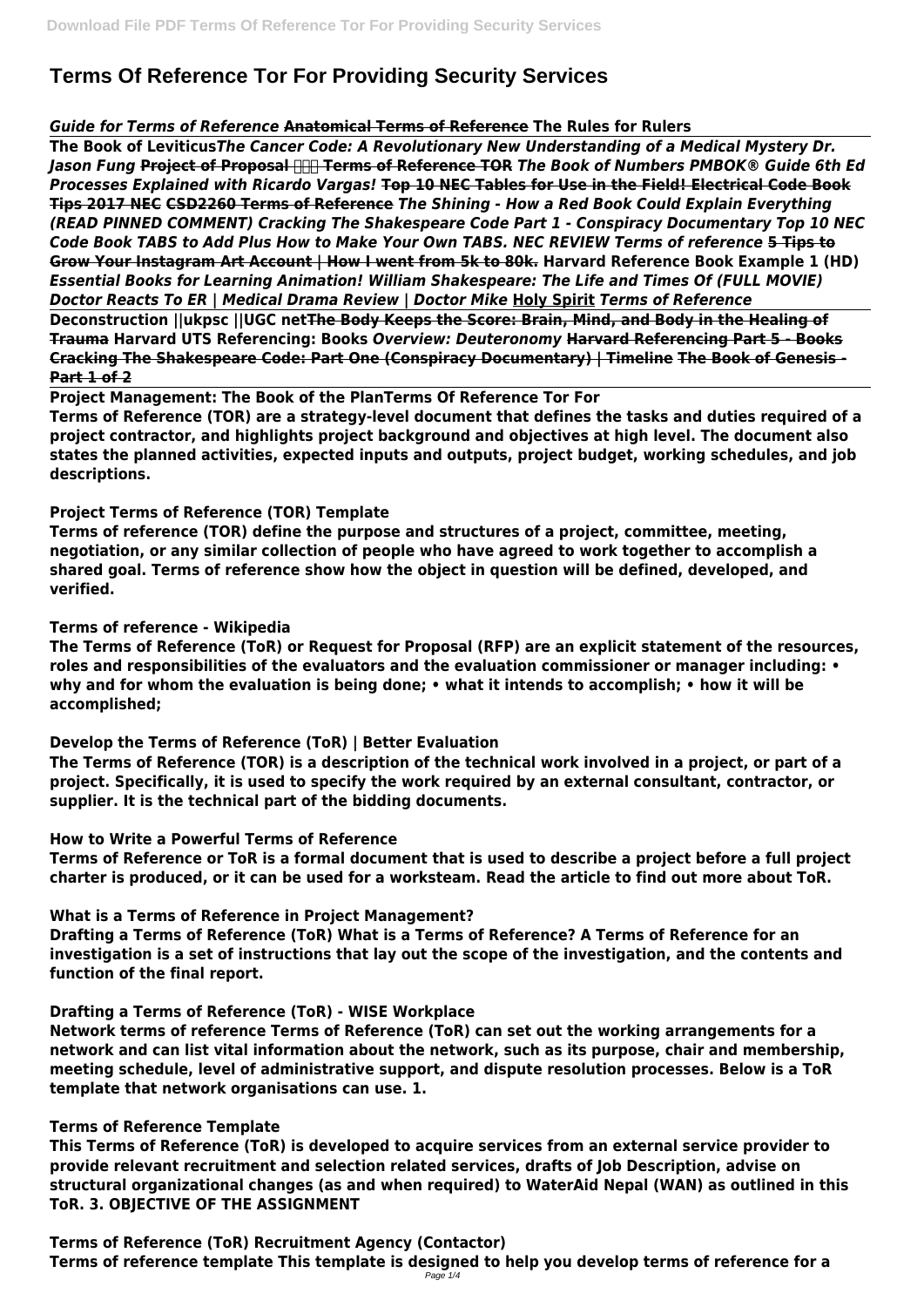# Terms Of Reference Tor For Providing Security Services

***Guide for Terms of Reference*** **~~Anatomical Terms of Reference~~** **The Rules for Rulers**

**The Book of Leviticus*****The Cancer Code: A Revolutionary New Understanding of a Medical Mystery Dr. Jason Fung*** **~~Project of Proposal ရဲ့ Terms of Reference TOR~~** ***The Book of Numbers PMBOK® Guide 6th Ed Processes Explained with Ricardo Vargas!*** **~~Top 10 NEC Tables for Use in the Field! Electrical Code Book Tips 2017 NEC~~** **~~CSD2260 Terms of Reference~~** ***The Shining - How a Red Book Could Explain Everything (READ PINNED COMMENT) Cracking The Shakespeare Code Part 1 - Conspiracy Documentary Top 10 NEC Code Book TABS to Add Plus How to Make Your Own TABS. NEC REVIEW Terms of reference*** **~~5 Tips to Grow Your Instagram Art Account | How I went from 5k to 80k.~~** **Harvard Reference Book Example 1 (HD)** ***Essential Books for Learning Animation! William Shakespeare: The Life and Times Of (FULL MOVIE) Doctor Reacts To ER | Medical Drama Review | Doctor Mike*** **Holy Spirit** ***Terms of Reference***

**Deconstruction ||ukpsc ||UGC net~~The Body Keeps the Score: Brain, Mind, and Body in the Healing of Trauma~~** **Harvard UTS Referencing: Books** ***Overview: Deuteronomy*** **~~Harvard Referencing Part 5 - Books~~** **~~Cracking The Shakespeare Code: Part One (Conspiracy Documentary) | Timeline~~** **~~The Book of Genesis - Part 1 of 2~~**

**Project Management: The Book of the PlanTerms Of Reference Tor For**

**Terms of Reference (TOR) are a strategy-level document that defines the tasks and duties required of a project contractor, and highlights project background and objectives at high level. The document also states the planned activities, expected inputs and outputs, project budget, working schedules, and job descriptions.**

**Project Terms of Reference (TOR) Template**

**Terms of reference (TOR) define the purpose and structures of a project, committee, meeting, negotiation, or any similar collection of people who have agreed to work together to accomplish a shared goal. Terms of reference show how the object in question will be defined, developed, and verified.**

**Terms of reference - Wikipedia**

**The Terms of Reference (ToR) or Request for Proposal (RFP) are an explicit statement of the resources, roles and responsibilities of the evaluators and the evaluation commissioner or manager including: • why and for whom the evaluation is being done; • what it intends to accomplish; • how it will be accomplished;**

**Develop the Terms of Reference (ToR) | Better Evaluation**

**The Terms of Reference (TOR) is a description of the technical work involved in a project, or part of a project. Specifically, it is used to specify the work required by an external consultant, contractor, or supplier. It is the technical part of the bidding documents.**

**How to Write a Powerful Terms of Reference**

**Terms of Reference or ToR is a formal document that is used to describe a project before a full project charter is produced, or it can be used for a worksteam. Read the article to find out more about ToR.**

**What is a Terms of Reference in Project Management?**

**Drafting a Terms of Reference (ToR) What is a Terms of Reference? A Terms of Reference for an investigation is a set of instructions that lay out the scope of the investigation, and the contents and function of the final report.**

**Drafting a Terms of Reference (ToR) - WISE Workplace**

**Network terms of reference Terms of Reference (ToR) can set out the working arrangements for a network and can list vital information about the network, such as its purpose, chair and membership, meeting schedule, level of administrative support, and dispute resolution processes. Below is a ToR template that network organisations can use. 1.**

**Terms of Reference Template**

**This Terms of Reference (ToR) is developed to acquire services from an external service provider to provide relevant recruitment and selection related services, drafts of Job Description, advise on structural organizational changes (as and when required) to WaterAid Nepal (WAN) as outlined in this ToR. 3. OBJECTIVE OF THE ASSIGNMENT**

**Terms of Reference (ToR) Recruitment Agency (Contactor)**

**Terms of reference template This template is designed to help you develop terms of reference for a**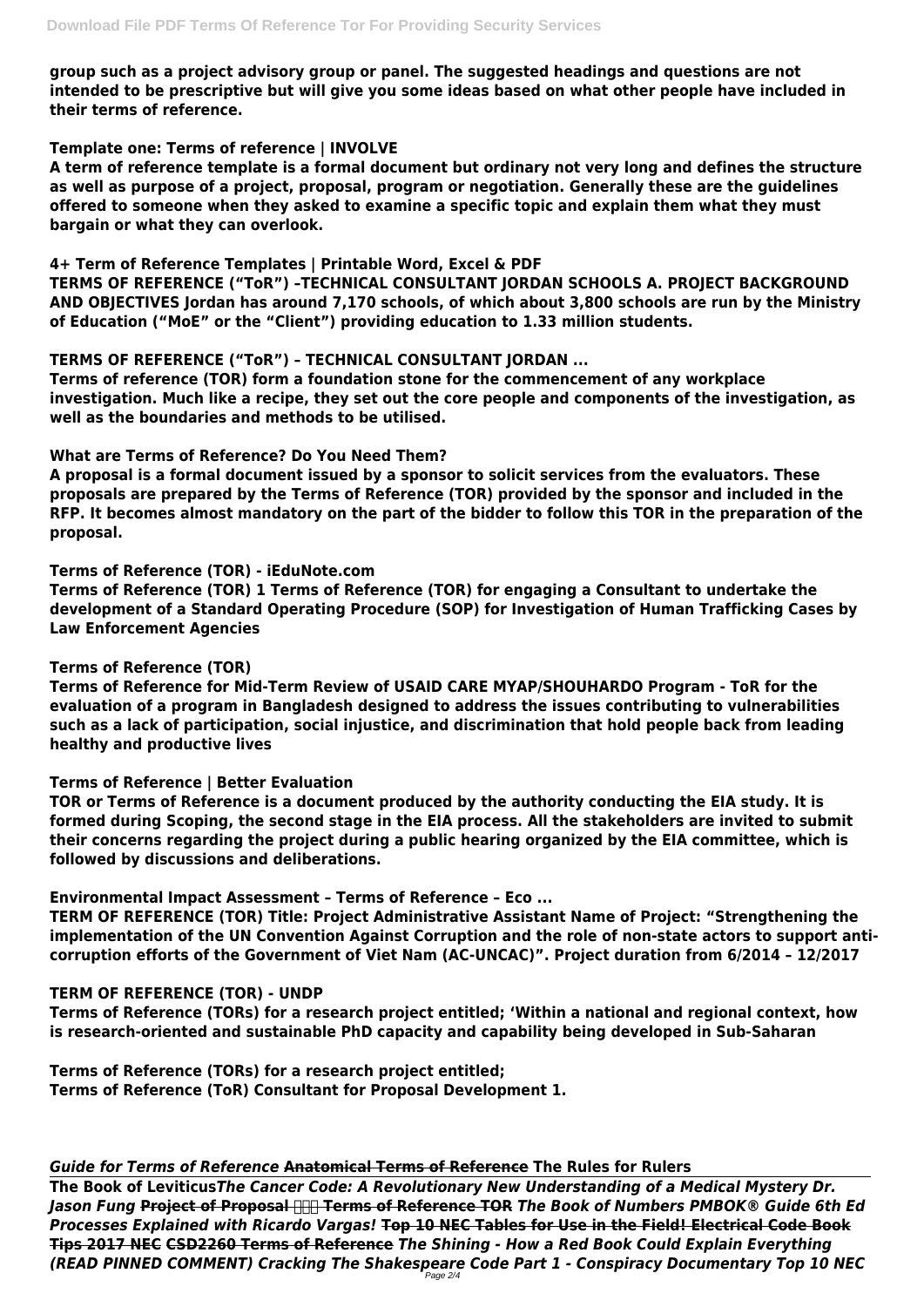**group such as a project advisory group or panel. The suggested headings and questions are not intended to be prescriptive but will give you some ideas based on what other people have included in their terms of reference.**

**Template one: Terms of reference | INVOLVE**

**A term of reference template is a formal document but ordinary not very long and defines the structure as well as purpose of a project, proposal, program or negotiation. Generally these are the guidelines offered to someone when they asked to examine a specific topic and explain them what they must bargain or what they can overlook.**

**4+ Term of Reference Templates | Printable Word, Excel & PDF**

**TERMS OF REFERENCE ("ToR") –TECHNICAL CONSULTANT JORDAN SCHOOLS A. PROJECT BACKGROUND AND OBJECTIVES Jordan has around 7,170 schools, of which about 3,800 schools are run by the Ministry of Education ("MoE" or the "Client") providing education to 1.33 million students.**

**TERMS OF REFERENCE ("ToR") – TECHNICAL CONSULTANT JORDAN ...**

**Terms of reference (TOR) form a foundation stone for the commencement of any workplace investigation. Much like a recipe, they set out the core people and components of the investigation, as well as the boundaries and methods to be utilised.**

**What are Terms of Reference? Do You Need Them?**

**A proposal is a formal document issued by a sponsor to solicit services from the evaluators. These proposals are prepared by the Terms of Reference (TOR) provided by the sponsor and included in the RFP. It becomes almost mandatory on the part of the bidder to follow this TOR in the preparation of the proposal.**

**Terms of Reference (TOR) - iEduNote.com**

**Terms of Reference (TOR) 1 Terms of Reference (TOR) for engaging a Consultant to undertake the development of a Standard Operating Procedure (SOP) for Investigation of Human Trafficking Cases by Law Enforcement Agencies**

**Terms of Reference (TOR)**

**Terms of Reference for Mid-Term Review of USAID CARE MYAP/SHOUHARDO Program - ToR for the evaluation of a program in Bangladesh designed to address the issues contributing to vulnerabilities such as a lack of participation, social injustice, and discrimination that hold people back from leading healthy and productive lives**

**Terms of Reference | Better Evaluation**

**TOR or Terms of Reference is a document produced by the authority conducting the EIA study. It is formed during Scoping, the second stage in the EIA process. All the stakeholders are invited to submit their concerns regarding the project during a public hearing organized by the EIA committee, which is followed by discussions and deliberations.**

**Environmental Impact Assessment – Terms of Reference – Eco ...**

**TERM OF REFERENCE (TOR) Title: Project Administrative Assistant Name of Project: "Strengthening the implementation of the UN Convention Against Corruption and the role of non-state actors to support anti-corruption efforts of the Government of Viet Nam (AC-UNCAC)". Project duration from 6/2014 – 12/2017**

**TERM OF REFERENCE (TOR) - UNDP**

**Terms of Reference (TORs) for a research project entitled; 'Within a national and regional context, how is research-oriented and sustainable PhD capacity and capability being developed in Sub-Saharan**

**Terms of Reference (TORs) for a research project entitled;**
**Terms of Reference (ToR) Consultant for Proposal Development 1.**

***Guide for Terms of Reference*** **Anatomical Terms of Reference** **The Rules for Rulers**

**The Book of Leviticus*****The Cancer Code: A Revolutionary New Understanding of a Medical Mystery Dr. Jason Fung*** **Project of Proposal ~~~ Terms of Reference TOR** ***The Book of Numbers PMBOK® Guide 6th Ed Processes Explained with Ricardo Vargas!*** **Top 10 NEC Tables for Use in the Field! Electrical Code Book Tips 2017 NEC** **CSD2260 Terms of Reference** ***The Shining - How a Red Book Could Explain Everything (READ PINNED COMMENT) Cracking The Shakespeare Code Part 1 - Conspiracy Documentary Top 10 NEC***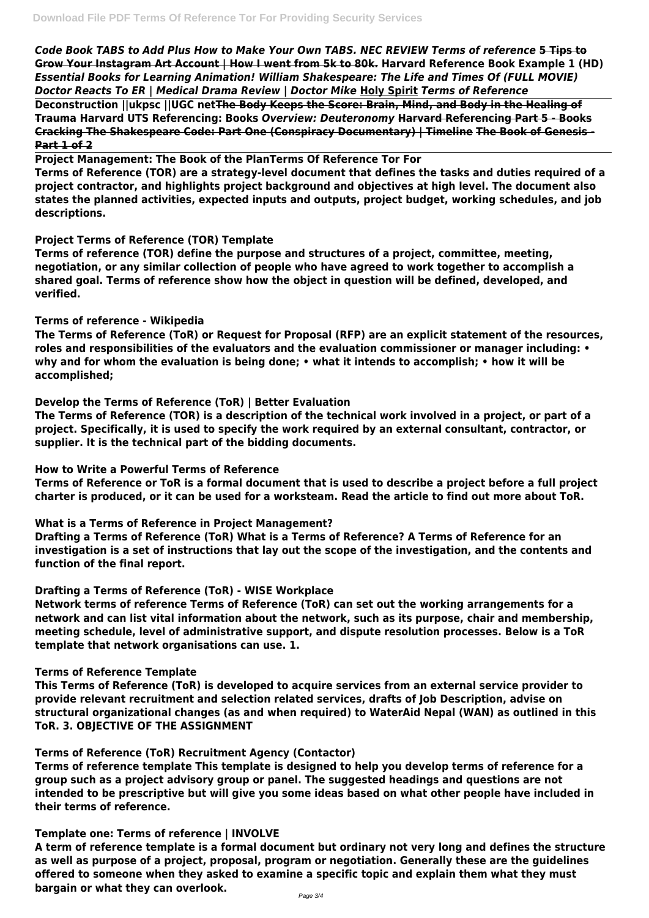*Code Book TABS to Add Plus How to Make Your Own TABS. NEC REVIEW Terms of reference* ~~5 Tips to Grow Your Instagram Art Account | How I went from 5k to 80k.~~ **Harvard Reference Book Example 1 (HD)** *Essential Books for Learning Animation! William Shakespeare: The Life and Times Of (FULL MOVIE) Doctor Reacts To ER | Medical Drama Review | Doctor Mike* **Holy Spirit** *Terms of Reference*

**Deconstruction ||ukpsc ||UGC net**~~The Body Keeps the Score: Brain, Mind, and Body in the Healing of Trauma~~ **Harvard UTS Referencing: Books** *Overview: Deuteronomy* ~~Harvard Referencing Part 5 - Books~~ ~~Cracking The Shakespeare Code: Part One (Conspiracy Documentary) | Timeline~~ ~~The Book of Genesis - Part 1 of 2~~

**Project Management: The Book of the PlanTerms Of Reference Tor For**

**Terms of Reference (TOR) are a strategy-level document that defines the tasks and duties required of a project contractor, and highlights project background and objectives at high level. The document also states the planned activities, expected inputs and outputs, project budget, working schedules, and job descriptions.**

**Project Terms of Reference (TOR) Template**

**Terms of reference (TOR) define the purpose and structures of a project, committee, meeting, negotiation, or any similar collection of people who have agreed to work together to accomplish a shared goal. Terms of reference show how the object in question will be defined, developed, and verified.**

**Terms of reference - Wikipedia**

**The Terms of Reference (ToR) or Request for Proposal (RFP) are an explicit statement of the resources, roles and responsibilities of the evaluators and the evaluation commissioner or manager including: • why and for whom the evaluation is being done; • what it intends to accomplish; • how it will be accomplished;**

**Develop the Terms of Reference (ToR) | Better Evaluation**

**The Terms of Reference (TOR) is a description of the technical work involved in a project, or part of a project. Specifically, it is used to specify the work required by an external consultant, contractor, or supplier. It is the technical part of the bidding documents.**

**How to Write a Powerful Terms of Reference**

**Terms of Reference or ToR is a formal document that is used to describe a project before a full project charter is produced, or it can be used for a worksteam. Read the article to find out more about ToR.**

**What is a Terms of Reference in Project Management?**

**Drafting a Terms of Reference (ToR) What is a Terms of Reference? A Terms of Reference for an investigation is a set of instructions that lay out the scope of the investigation, and the contents and function of the final report.**

**Drafting a Terms of Reference (ToR) - WISE Workplace**

**Network terms of reference Terms of Reference (ToR) can set out the working arrangements for a network and can list vital information about the network, such as its purpose, chair and membership, meeting schedule, level of administrative support, and dispute resolution processes. Below is a ToR template that network organisations can use. 1.**

**Terms of Reference Template**

**This Terms of Reference (ToR) is developed to acquire services from an external service provider to provide relevant recruitment and selection related services, drafts of Job Description, advise on structural organizational changes (as and when required) to WaterAid Nepal (WAN) as outlined in this ToR. 3. OBJECTIVE OF THE ASSIGNMENT**

**Terms of Reference (ToR) Recruitment Agency (Contactor)**

**Terms of reference template This template is designed to help you develop terms of reference for a group such as a project advisory group or panel. The suggested headings and questions are not intended to be prescriptive but will give you some ideas based on what other people have included in their terms of reference.**

**Template one: Terms of reference | INVOLVE**

**A term of reference template is a formal document but ordinary not very long and defines the structure as well as purpose of a project, proposal, program or negotiation. Generally these are the guidelines offered to someone when they asked to examine a specific topic and explain them what they must bargain or what they can overlook.**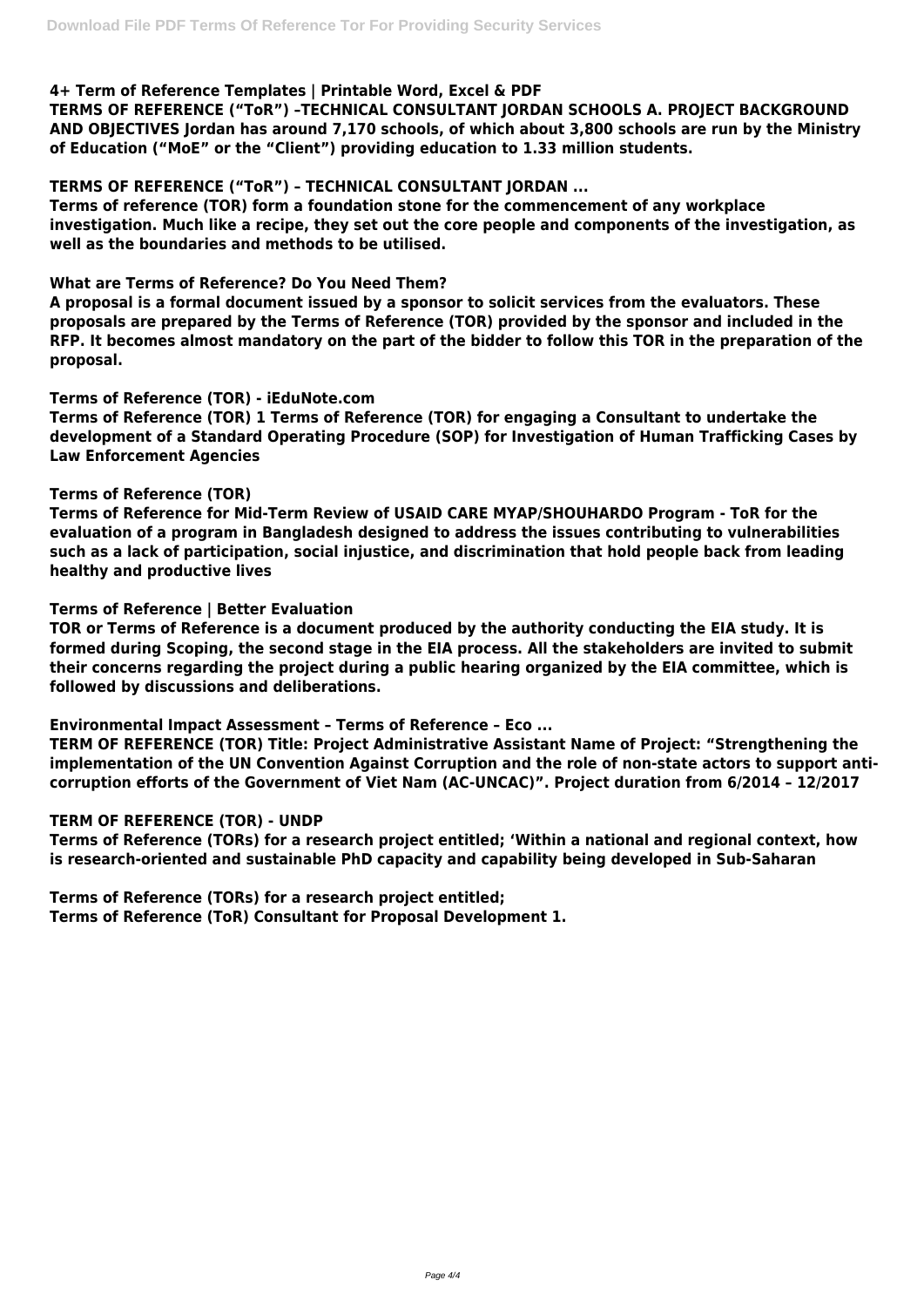**4+ Term of Reference Templates | Printable Word, Excel & PDF**

**TERMS OF REFERENCE ("ToR") –TECHNICAL CONSULTANT JORDAN SCHOOLS A. PROJECT BACKGROUND AND OBJECTIVES Jordan has around 7,170 schools, of which about 3,800 schools are run by the Ministry of Education ("MoE" or the "Client") providing education to 1.33 million students.**

**TERMS OF REFERENCE ("ToR") – TECHNICAL CONSULTANT JORDAN ...**

**Terms of reference (TOR) form a foundation stone for the commencement of any workplace investigation. Much like a recipe, they set out the core people and components of the investigation, as well as the boundaries and methods to be utilised.**

**What are Terms of Reference? Do You Need Them?**

**A proposal is a formal document issued by a sponsor to solicit services from the evaluators. These proposals are prepared by the Terms of Reference (TOR) provided by the sponsor and included in the RFP. It becomes almost mandatory on the part of the bidder to follow this TOR in the preparation of the proposal.**

**Terms of Reference (TOR) - iEduNote.com**

**Terms of Reference (TOR) 1 Terms of Reference (TOR) for engaging a Consultant to undertake the development of a Standard Operating Procedure (SOP) for Investigation of Human Trafficking Cases by Law Enforcement Agencies**

**Terms of Reference (TOR)**

**Terms of Reference for Mid-Term Review of USAID CARE MYAP/SHOUHARDO Program - ToR for the evaluation of a program in Bangladesh designed to address the issues contributing to vulnerabilities such as a lack of participation, social injustice, and discrimination that hold people back from leading healthy and productive lives**

**Terms of Reference | Better Evaluation**

**TOR or Terms of Reference is a document produced by the authority conducting the EIA study. It is formed during Scoping, the second stage in the EIA process. All the stakeholders are invited to submit their concerns regarding the project during a public hearing organized by the EIA committee, which is followed by discussions and deliberations.**

**Environmental Impact Assessment – Terms of Reference – Eco ...**

**TERM OF REFERENCE (TOR) Title: Project Administrative Assistant Name of Project: "Strengthening the implementation of the UN Convention Against Corruption and the role of non-state actors to support anti-corruption efforts of the Government of Viet Nam (AC-UNCAC)". Project duration from 6/2014 – 12/2017**

**TERM OF REFERENCE (TOR) - UNDP**

**Terms of Reference (TORs) for a research project entitled; 'Within a national and regional context, how is research-oriented and sustainable PhD capacity and capability being developed in Sub-Saharan**

**Terms of Reference (TORs) for a research project entitled;**
**Terms of Reference (ToR) Consultant for Proposal Development 1.**